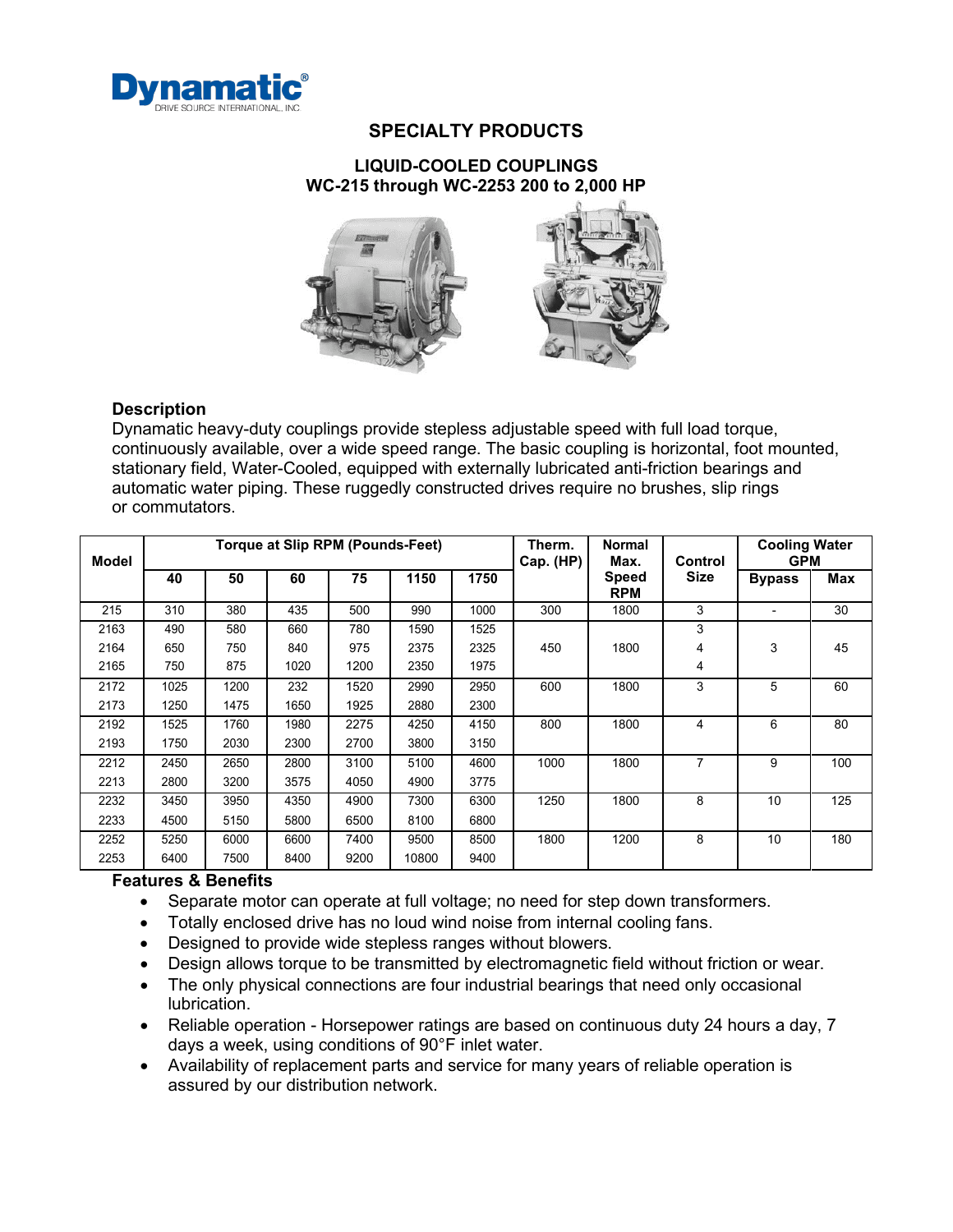# SPECIALTY PRODUCTS

## LIQUID-COOLED COUPLINGS
## WC-215 through WC-2253 200 to 2,000 HP

### Description

Dynamatic heavy-duty couplings provide stepless adjustable speed with full load torque, continuously available, over a wide speed range. The basic coupling is horizontal, foot mounted, stationary field, Water-Cooled, equipped with externally lubricated anti-friction bearings and automatic water piping. These ruggedly constructed drives require no brushes, slip rings or commutators.

| Model | Torque at Slip RPM (Pounds-Feet) | | | | | | Therm. Cap. (HP) | Normal Max. Speed RPM | Control Size | Cooling Water GPM | |
|---|---|---|---|---|---|---|---|---|---|---|---|
| | 40 | 50 | 60 | 75 | 1150 | 1750 | | | | Bypass | Max |
| 215 | 310 | 380 | 435 | 500 | 990 | 1000 | 300 | 1800 | 3 | - | 30 |
| 2163 | 490 | 580 | 660 | 780 | 1590 | 1525 | | | 3 | | |
| 2164 | 650 | 750 | 840 | 975 | 2375 | 2325 | 450 | 1800 | 4 | 3 | 45 |
| 2165 | 750 | 875 | 1020 | 1200 | 2350 | 1975 | | | 4 | | |
| 2172 | 1025 | 1200 | 232 | 1520 | 2990 | 2950 | 600 | 1800 | 3 | 5 | 60 |
| 2173 | 1250 | 1475 | 1650 | 1925 | 2880 | 2300 | | | | | |
| 2192 | 1525 | 1760 | 1980 | 2275 | 4250 | 4150 | 800 | 1800 | 4 | 6 | 80 |
| 2193 | 1750 | 2030 | 2300 | 2700 | 3800 | 3150 | | | | | |
| 2212 | 2450 | 2650 | 2800 | 3100 | 5100 | 4600 | 1000 | 1800 | 7 | 9 | 100 |
| 2213 | 2800 | 3200 | 3575 | 4050 | 4900 | 3775 | | | | | |
| 2232 | 3450 | 3950 | 4350 | 4900 | 7300 | 6300 | 1250 | 1800 | 8 | 10 | 125 |
| 2233 | 4500 | 5150 | 5800 | 6500 | 8100 | 6800 | | | | | |
| 2252 | 5250 | 6000 | 6600 | 7400 | 9500 | 8500 | 1800 | 1200 | 8 | 10 | 180 |
| 2253 | 6400 | 7500 | 8400 | 9200 | 10800 | 9400 | | | | | |

### Features & Benefits

- Separate motor can operate at full voltage; no need for step down transformers.
- Totally enclosed drive has no loud wind noise from internal cooling fans.
- Designed to provide wide stepless ranges without blowers.
- Design allows torque to be transmitted by electromagnetic field without friction or wear.
- The only physical connections are four industrial bearings that need only occasional lubrication.
- Reliable operation - Horsepower ratings are based on continuous duty 24 hours a day, 7 days a week, using conditions of 90°F inlet water.
- Availability of replacement parts and service for many years of reliable operation is assured by our distribution network.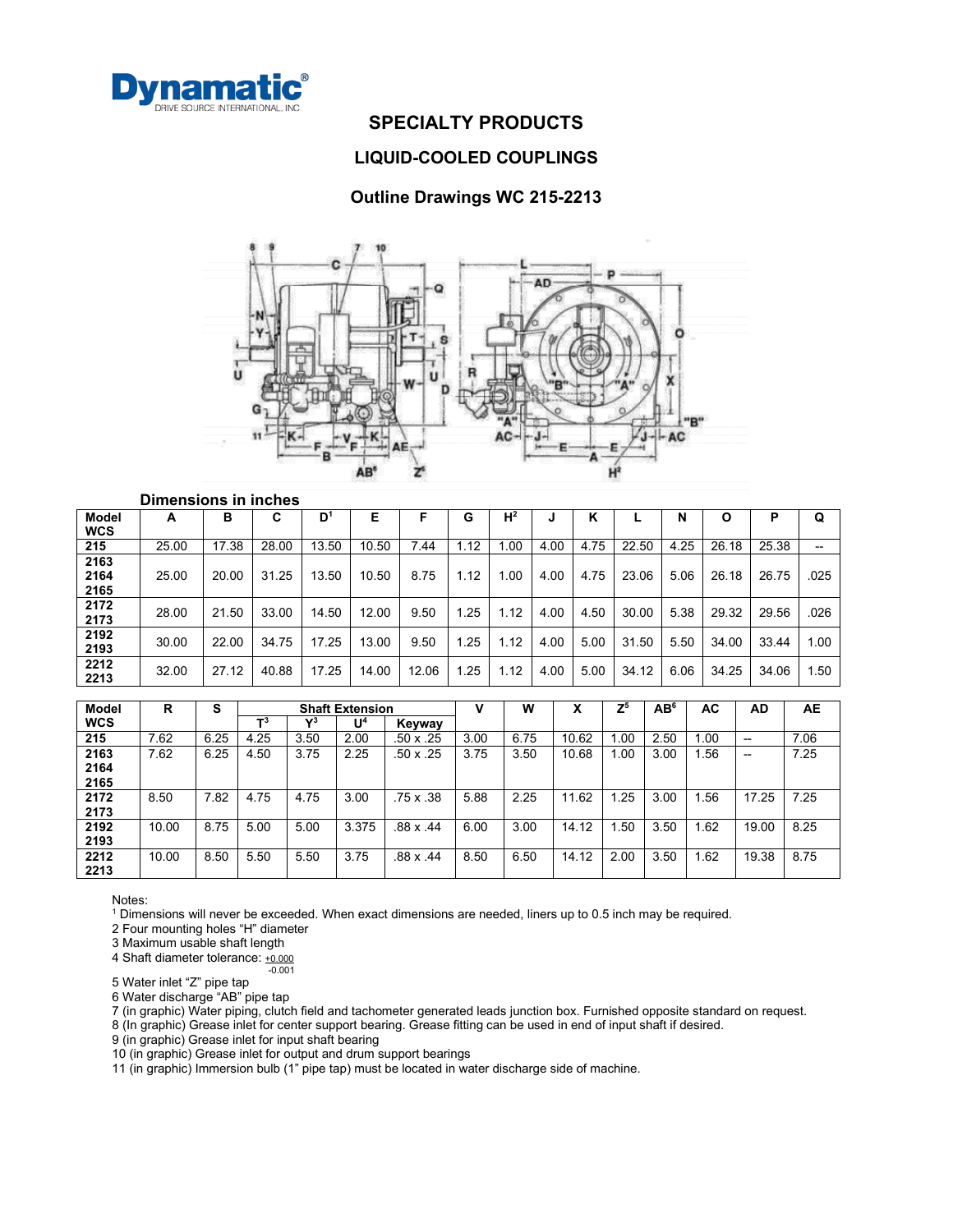**Dynamatic®**
DRIVE SOURCE INTERNATIONAL, INC

## SPECIALTY PRODUCTS

## LIQUID-COOLED COUPLINGS

## Outline Drawings WC 215-2213

8 9 7 10 C Q N Y T S U W D G 11 K V F K AE F B AB6 Z5

L AD P O R "B" "A" X "A" "B" AC J E A E J AC H2

### Dimensions in inches

| Model WCS | A | B | C | D[1] | E | F | G | H[2] | J | K | L | N | O | P | Q |
|---|---|---|---|---|---|---|---|---|---|---|---|---|---|---|---|
| 215 | 25.00 | 17.38 | 28.00 | 13.50 | 10.50 | 7.44 | 1.12 | 1.00 | 4.00 | 4.75 | 22.50 | 4.25 | 26.18 | 25.38 | -- |
| 2163 2164 2165 | 25.00 | 20.00 | 31.25 | 13.50 | 10.50 | 8.75 | 1.12 | 1.00 | 4.00 | 4.75 | 23.06 | 5.06 | 26.18 | 26.75 | .025 |
| 2172 2173 | 28.00 | 21.50 | 33.00 | 14.50 | 12.00 | 9.50 | 1.25 | 1.12 | 4.00 | 4.50 | 30.00 | 5.38 | 29.32 | 29.56 | .026 |
| 2192 2193 | 30.00 | 22.00 | 34.75 | 17.25 | 13.00 | 9.50 | 1.25 | 1.12 | 4.00 | 5.00 | 31.50 | 5.50 | 34.00 | 33.44 | 1.00 |
| 2212 2213 | 32.00 | 27.12 | 40.88 | 17.25 | 14.00 | 12.06 | 1.25 | 1.12 | 4.00 | 5.00 | 34.12 | 6.06 | 34.25 | 34.06 | 1.50 |

| Model WCS | R | S | Shaft Extension | | | | V | W | X | Z[5] | AB[6] | AC | AD | AE |
|---|---|---|---|---|---|---|---|---|---|---|---|---|---|---|
| | | | T[3] | Y[3] | U[4] | Keyway | | | | | | | | |
| 215 | 7.62 | 6.25 | 4.25 | 3.50 | 2.00 | .50 x .25 | 3.00 | 6.75 | 10.62 | 1.00 | 2.50 | 1.00 | -- | 7.06 |
| 2163 2164 2165 | 7.62 | 6.25 | 4.50 | 3.75 | 2.25 | .50 x .25 | 3.75 | 3.50 | 10.68 | 1.00 | 3.00 | 1.56 | -- | 7.25 |
| 2172 2173 | 8.50 | 7.82 | 4.75 | 4.75 | 3.00 | .75 x .38 | 5.88 | 2.25 | 11.62 | 1.25 | 3.00 | 1.56 | 17.25 | 7.25 |
| 2192 2193 | 10.00 | 8.75 | 5.00 | 5.00 | 3.375 | .88 x .44 | 6.00 | 3.00 | 14.12 | 1.50 | 3.50 | 1.62 | 19.00 | 8.25 |
| 2212 2213 | 10.00 | 8.50 | 5.50 | 5.50 | 3.75 | .88 x .44 | 8.50 | 6.50 | 14.12 | 2.00 | 3.50 | 1.62 | 19.38 | 8.75 |

Notes:

1 Dimensions will never be exceeded. When exact dimensions are needed, liners up to 0.5 inch may be required.

2 Four mounting holes "H" diameter

3 Maximum usable shaft length

4 Shaft diameter tolerance: $^{+0.000}_{-0.001}$

5 Water inlet "Z" pipe tap

6 Water discharge "AB" pipe tap

7 (in graphic) Water piping, clutch field and tachometer generated leads junction box. Furnished opposite standard on request.

8 (In graphic) Grease inlet for center support bearing. Grease fitting can be used in end of input shaft if desired.

9 (in graphic) Grease inlet for input shaft bearing

10 (in graphic) Grease inlet for output and drum support bearings

11 (in graphic) Immersion bulb (1" pipe tap) must be located in water discharge side of machine.